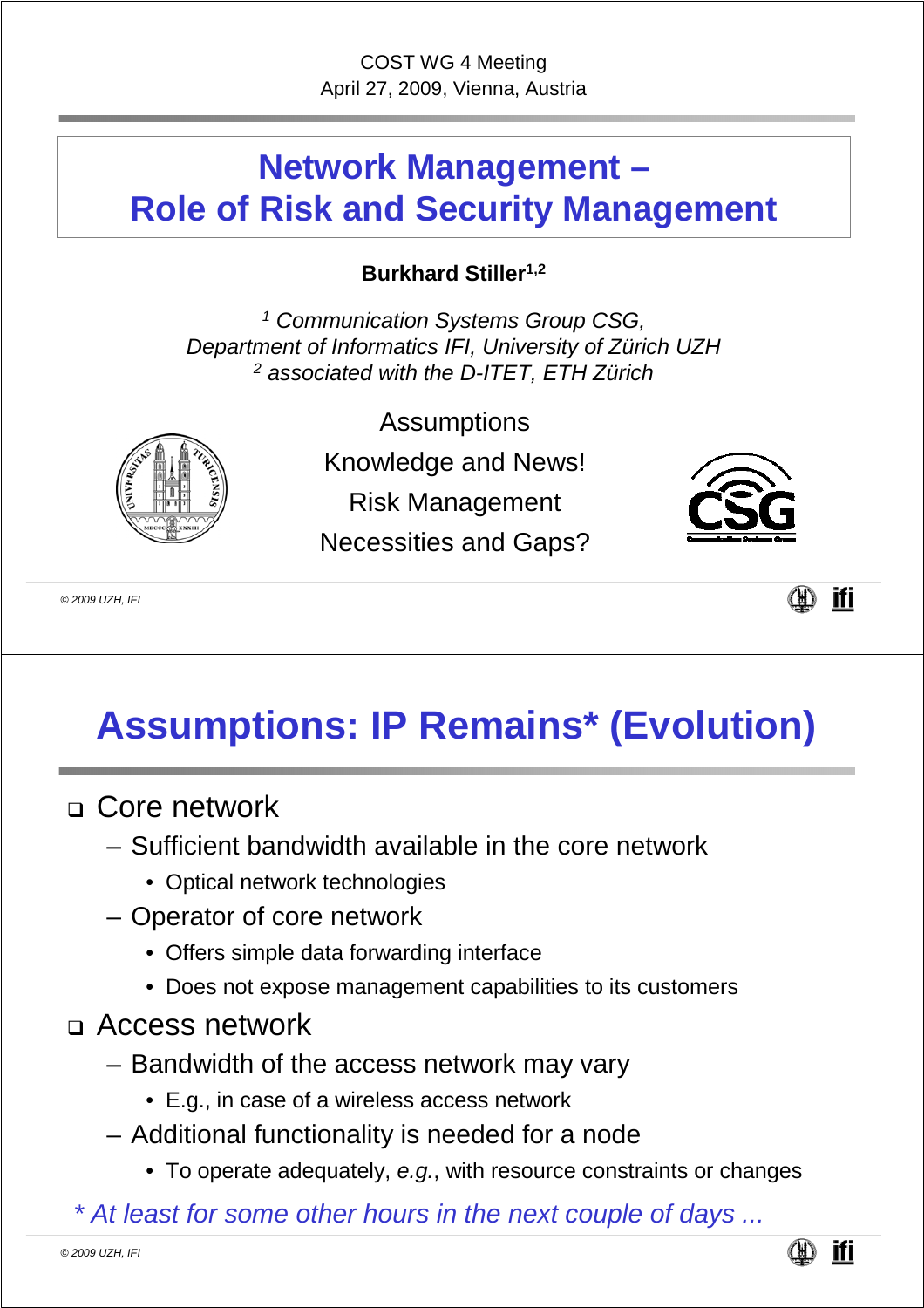COST WG 4 Meeting
April 27, 2009, Vienna, Austria

# Network Management – Role of Risk and Security Management

**Burkhard Stiller[1,2]**

*[1] Communication Systems Group CSG, Department of Informatics IFI, University of Zürich UZH*
*[2] associated with the D-ITET, ETH Zürich*

Assumptions
Knowledge and News!
Risk Management
Necessities and Gaps?

© 2009 UZH, IFI

# Assumptions: IP Remains* (Evolution)

- Core network
  - Sufficient bandwidth available in the core network
    - Optical network technologies
  - Operator of core network
    - Offers simple data forwarding interface
    - Does not expose management capabilities to its customers
- Access network
  - Bandwidth of the access network may vary
    - E.g., in case of a wireless access network
  - Additional functionality is needed for a node
    - To operate adequately, *e.g.*, with resource constraints or changes

*\* At least for some other hours in the next couple of days ...*

© 2009 UZH, IFI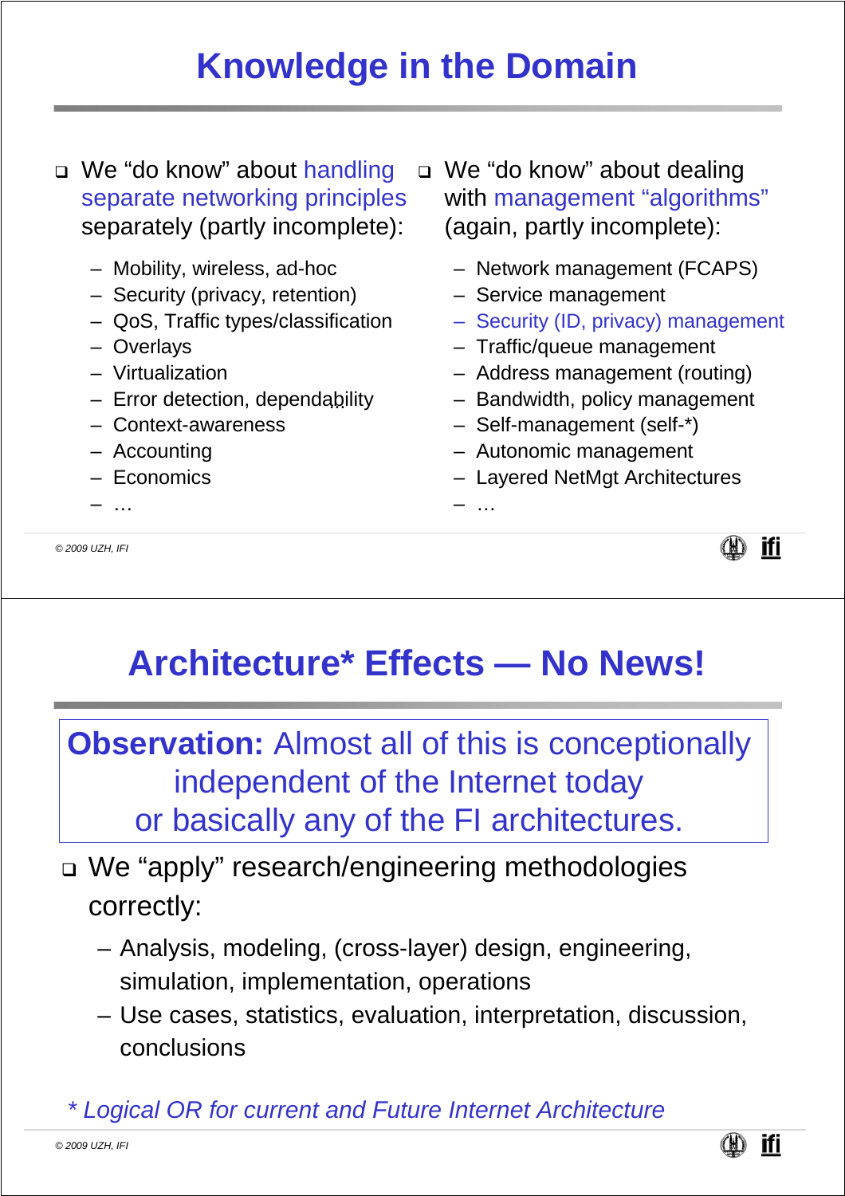# Knowledge in the Domain

- We "do know" about handling separate networking principles separately (partly incomplete):
  - Mobility, wireless, ad-hoc
  - Security (privacy, retention)
  - QoS, Traffic types/classification
  - Overlays
  - Virtualization
  - Error detection, dependability
  - Context-awareness
  - Accounting
  - Economics
  - …

- We "do know" about dealing with management "algorithms" (again, partly incomplete):
  - Network management (FCAPS)
  - Service management
  - Security (ID, privacy) management
  - Traffic/queue management
  - Address management (routing)
  - Bandwidth, policy management
  - Self-management (self-*)
  - Autonomic management
  - Layered NetMgt Architectures
  - …

© 2009 UZH, IFI

# Architecture* Effects — No News!

**Observation:** Almost all of this is conceptionally independent of the Internet today or basically any of the FI architectures.

- We "apply" research/engineering methodologies correctly:
  - Analysis, modeling, (cross-layer) design, engineering, simulation, implementation, operations
  - Use cases, statistics, evaluation, interpretation, discussion, conclusions

*\* Logical OR for current and Future Internet Architecture*

© 2009 UZH, IFI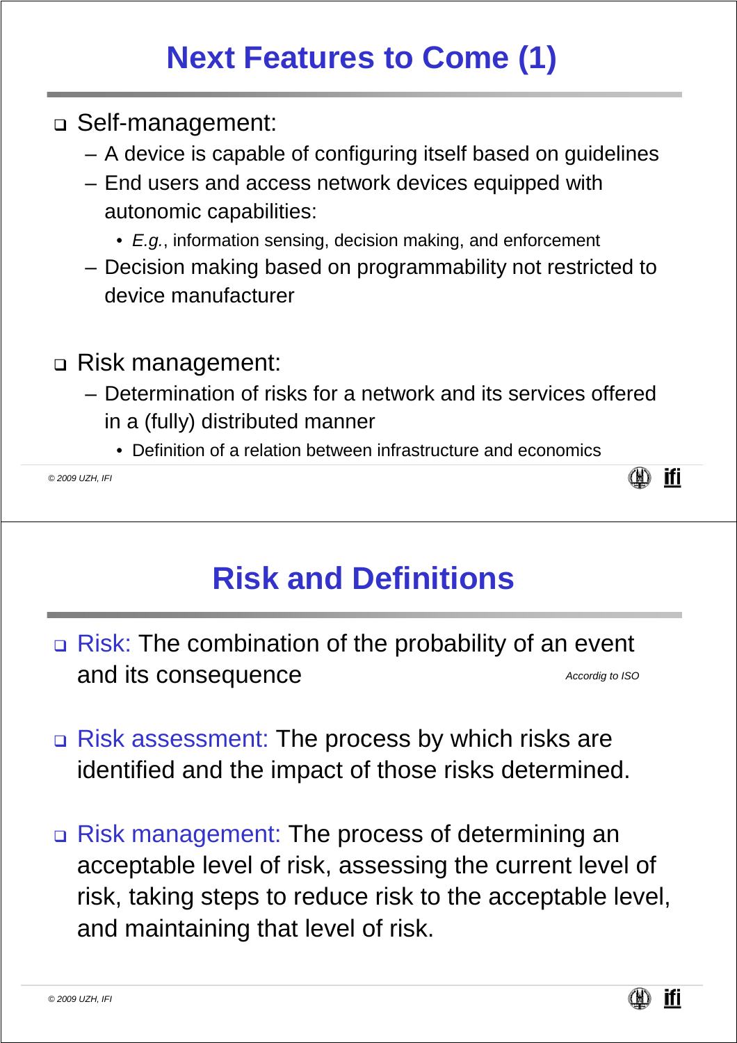# Next Features to Come (1)

- Self-management:
  - A device is capable of configuring itself based on guidelines
  - End users and access network devices equipped with autonomic capabilities:
    - *E.g.*, information sensing, decision making, and enforcement
  - Decision making based on programmability not restricted to device manufacturer

- Risk management:
  - Determination of risks for a network and its services offered in a (fully) distributed manner
    - Definition of a relation between infrastructure and economics

# Risk and Definitions

- Risk: The combination of the probability of an event and its consequence *Accordig to ISO*

- Risk assessment: The process by which risks are identified and the impact of those risks determined.

- Risk management: The process of determining an acceptable level of risk, assessing the current level of risk, taking steps to reduce risk to the acceptable level, and maintaining that level of risk.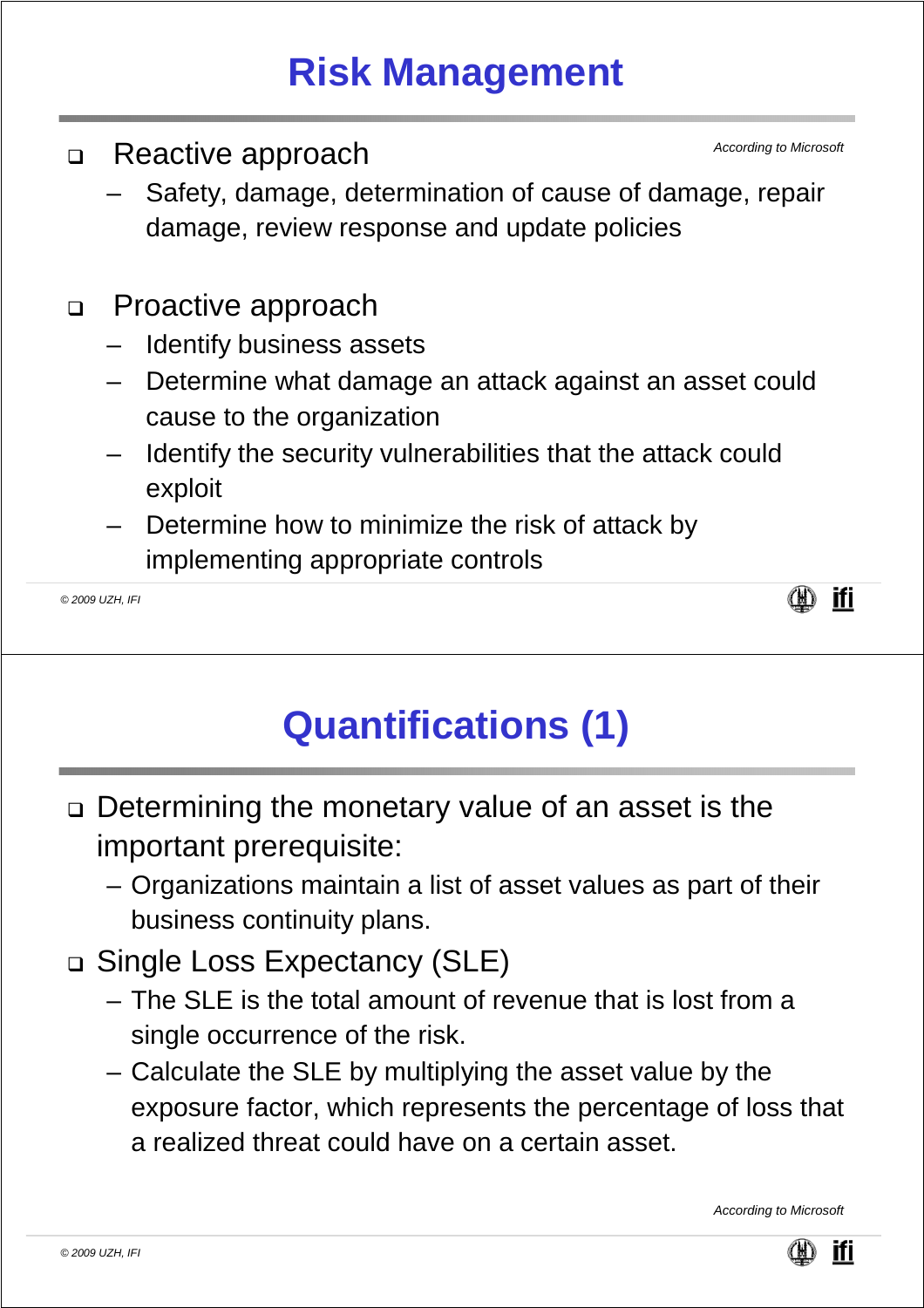# Risk Management

*According to Microsoft*

- Reactive approach
  - Safety, damage, determination of cause of damage, repair damage, review response and update policies
- Proactive approach
  - Identify business assets
  - Determine what damage an attack against an asset could cause to the organization
  - Identify the security vulnerabilities that the attack could exploit
  - Determine how to minimize the risk of attack by implementing appropriate controls

# Quantifications (1)

- Determining the monetary value of an asset is the important prerequisite:
  - Organizations maintain a list of asset values as part of their business continuity plans.
- Single Loss Expectancy (SLE)
  - The SLE is the total amount of revenue that is lost from a single occurrence of the risk.
  - Calculate the SLE by multiplying the asset value by the exposure factor, which represents the percentage of loss that a realized threat could have on a certain asset.

*According to Microsoft*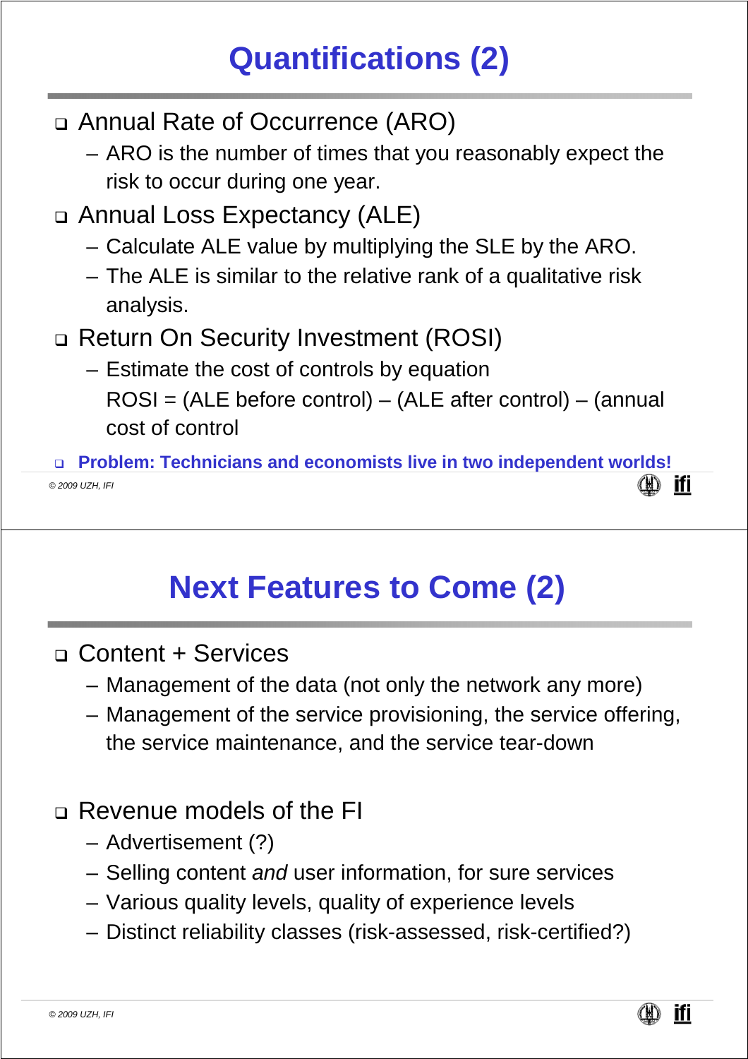# Quantifications (2)

- Annual Rate of Occurrence (ARO)
  - ARO is the number of times that you reasonably expect the risk to occur during one year.
- Annual Loss Expectancy (ALE)
  - Calculate ALE value by multiplying the SLE by the ARO.
  - The ALE is similar to the relative rank of a qualitative risk analysis.
- Return On Security Investment (ROSI)
  - Estimate the cost of controls by equation
    ROSI = (ALE before control) – (ALE after control) – (annual cost of control)
- **Problem: Technicians and economists live in two independent worlds!**

# Next Features to Come (2)

- Content + Services
  - Management of the data (not only the network any more)
  - Management of the service provisioning, the service offering, the service maintenance, and the service tear-down
- Revenue models of the FI
  - Advertisement (?)
  - Selling content *and* user information, for sure services
  - Various quality levels, quality of experience levels
  - Distinct reliability classes (risk-assessed, risk-certified?)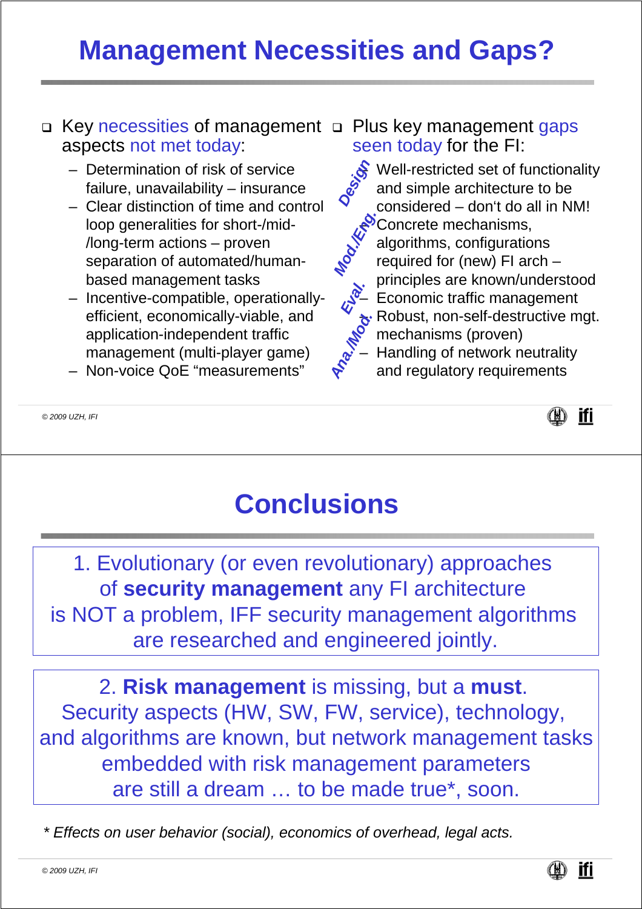# Management Necessities and Gaps?

- Key necessities of management aspects not met today:
  - Determination of risk of service failure, unavailability – insurance
  - Clear distinction of time and control loop generalities for short-/mid-/long-term actions – proven separation of automated/human-based management tasks
  - Incentive-compatible, operationally-efficient, economically-viable, and application-independent traffic management (multi-player game)
  - Non-voice QoE "measurements"

- Plus key management gaps seen today for the FI:
  - Well-restricted set of functionality and simple architecture to be considered – don't do all in NM! *(Design)*
  - Concrete mechanisms, algorithms, configurations required for (new) FI arch – principles are known/understood *(Mod./Eng.)*
  - Economic traffic management *(Eval.)*
  - Robust, non-self-destructive mgt. mechanisms (proven) *(Ana./Mod.)*
  - Handling of network neutrality and regulatory requirements

© 2009 UZH, IFI

# Conclusions

1. Evolutionary (or even revolutionary) approaches of **security management** any FI architecture is NOT a problem, IFF security management algorithms are researched and engineered jointly.

2. **Risk management** is missing, but a **must**. Security aspects (HW, SW, FW, service), technology, and algorithms are known, but network management tasks embedded with risk management parameters are still a dream … to be made true*, soon.

*\* Effects on user behavior (social), economics of overhead, legal acts.*

© 2009 UZH, IFI